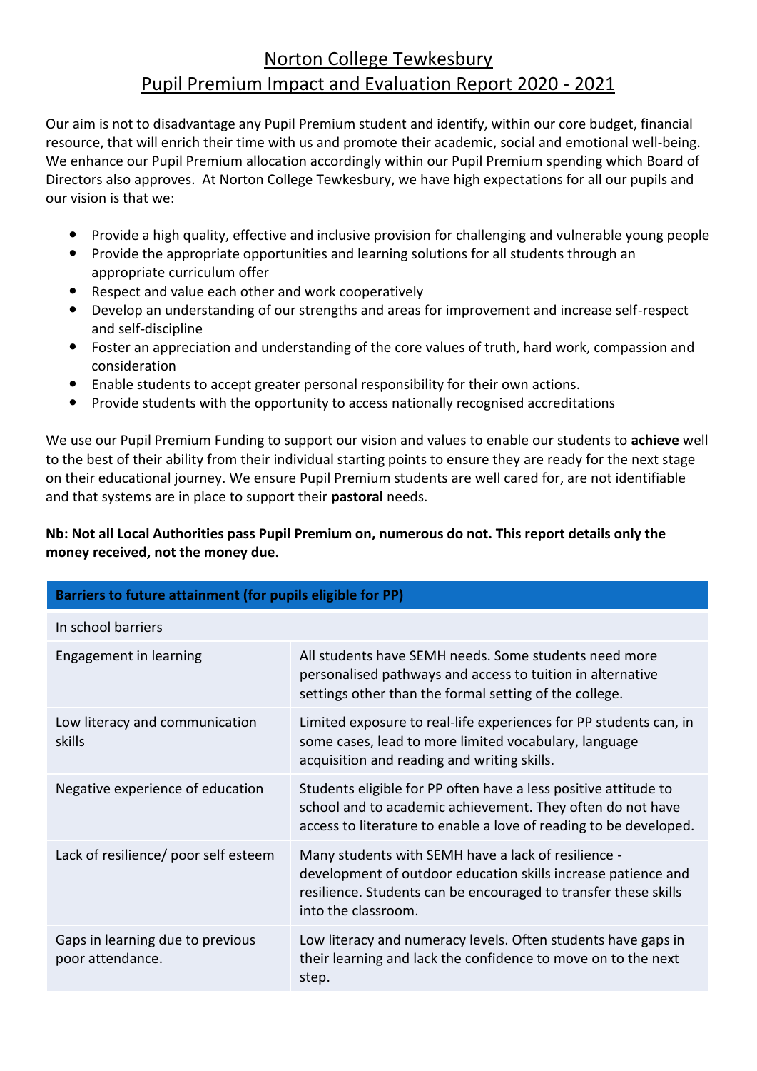# Norton College Tewkesbury
## Pupil Premium Impact and Evaluation Report 2020 - 2021

Our aim is not to disadvantage any Pupil Premium student and identify, within our core budget, financial resource, that will enrich their time with us and promote their academic, social and emotional well-being. We enhance our Pupil Premium allocation accordingly within our Pupil Premium spending which Board of Directors also approves. At Norton College Tewkesbury, we have high expectations for all our pupils and our vision is that we:

- Provide a high quality, effective and inclusive provision for challenging and vulnerable young people
- Provide the appropriate opportunities and learning solutions for all students through an appropriate curriculum offer
- Respect and value each other and work cooperatively
- Develop an understanding of our strengths and areas for improvement and increase self-respect and self-discipline
- Foster an appreciation and understanding of the core values of truth, hard work, compassion and consideration
- Enable students to accept greater personal responsibility for their own actions.
- Provide students with the opportunity to access nationally recognised accreditations

We use our Pupil Premium Funding to support our vision and values to enable our students to **achieve** well to the best of their ability from their individual starting points to ensure they are ready for the next stage on their educational journey. We ensure Pupil Premium students are well cared for, are not identifiable and that systems are in place to support their **pastoral** needs.

**Nb: Not all Local Authorities pass Pupil Premium on, numerous do not. This report details only the money received, not the money due.**

| **Barriers to future attainment (for pupils eligible for PP)** | |
|---|---|
| In school barriers | |
| Engagement in learning | All students have SEMH needs. Some students need more personalised pathways and access to tuition in alternative settings other than the formal setting of the college. |
| Low literacy and communication skills | Limited exposure to real-life experiences for PP students can, in some cases, lead to more limited vocabulary, language acquisition and reading and writing skills. |
| Negative experience of education | Students eligible for PP often have a less positive attitude to school and to academic achievement. They often do not have access to literature to enable a love of reading to be developed. |
| Lack of resilience/ poor self esteem | Many students with SEMH have a lack of resilience - development of outdoor education skills increase patience and resilience. Students can be encouraged to transfer these skills into the classroom. |
| Gaps in learning due to previous poor attendance. | Low literacy and numeracy levels. Often students have gaps in their learning and lack the confidence to move on to the next step. |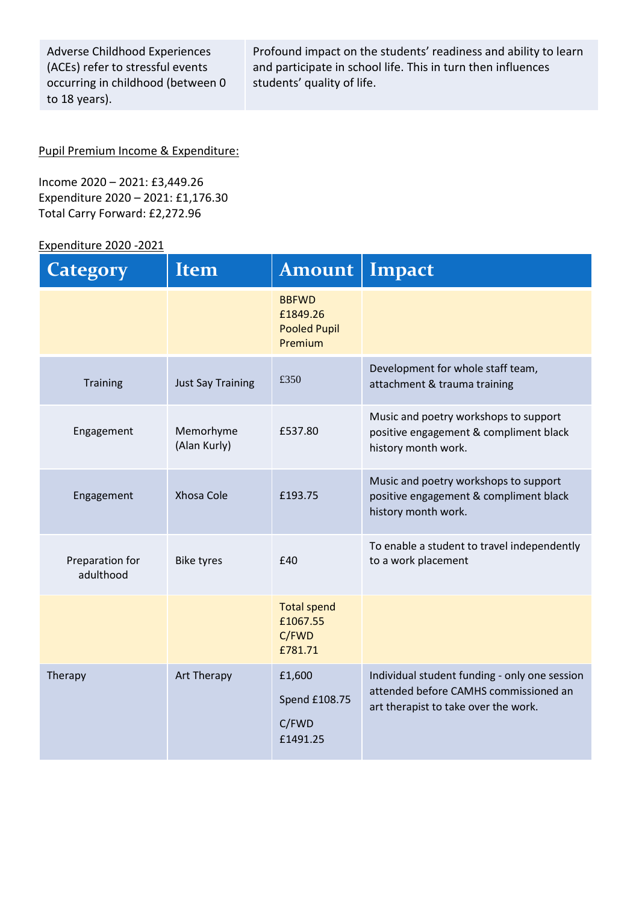| Adverse Childhood Experiences (ACEs) refer to stressful events occurring in childhood (between 0 to 18 years). | Profound impact on the students' readiness and ability to learn and participate in school life. This in turn then influences students' quality of life. |
|---|---|

Pupil Premium Income & Expenditure:

Income 2020 – 2021: £3,449.26
Expenditure 2020 – 2021: £1,176.30
Total Carry Forward: £2,272.96

Expenditure 2020 -2021

| Category | Item | Amount | Impact |
|---|---|---|---|
| | | BBFWD £1849.26 Pooled Pupil Premium | |
| Training | Just Say Training | £350 | Development for whole staff team, attachment & trauma training |
| Engagement | Memorhyme (Alan Kurly) | £537.80 | Music and poetry workshops to support positive engagement & compliment black history month work. |
| Engagement | Xhosa Cole | £193.75 | Music and poetry workshops to support positive engagement & compliment black history month work. |
| Preparation for adulthood | Bike tyres | £40 | To enable a student to travel independently to a work placement |
| | | Total spend £1067.55 C/FWD £781.71 | |
| Therapy | Art Therapy | £1,600 Spend £108.75 C/FWD £1491.25 | Individual student funding - only one session attended before CAMHS commissioned an art therapist to take over the work. |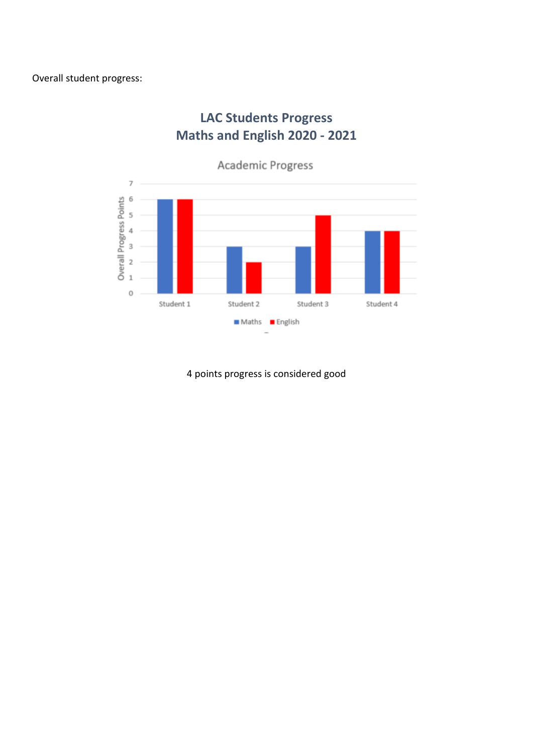Overall student progress:

**LAC Students Progress**
**Maths and English 2020 - 2021**

Academic Progress

Overall Progress Points

0
1
2
3
4
5
6
7

Student 1
Student 2
Student 3
Student 4

Maths
English

4 points progress is considered good